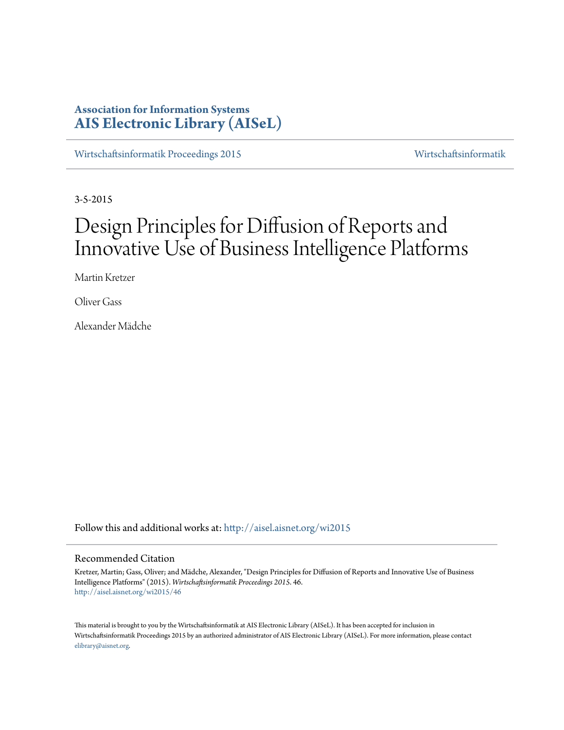**Association for Information Systems**
**AIS Electronic Library (AISeL)**

Wirtschaftsinformatik Proceedings 2015 | Wirtschaftsinformatik

3-5-2015

# Design Principles for Diffusion of Reports and Innovative Use of Business Intelligence Platforms

Martin Kretzer

Oliver Gass

Alexander Mädche

Follow this and additional works at: http://aisel.aisnet.org/wi2015

## Recommended Citation

Kretzer, Martin; Gass, Oliver; and Mädche, Alexander, "Design Principles for Diffusion of Reports and Innovative Use of Business Intelligence Platforms" (2015). *Wirtschaftsinformatik Proceedings 2015*. 46.
http://aisel.aisnet.org/wi2015/46

This material is brought to you by the Wirtschaftsinformatik at AIS Electronic Library (AISeL). It has been accepted for inclusion in Wirtschaftsinformatik Proceedings 2015 by an authorized administrator of AIS Electronic Library (AISeL). For more information, please contact elibrary@aisnet.org.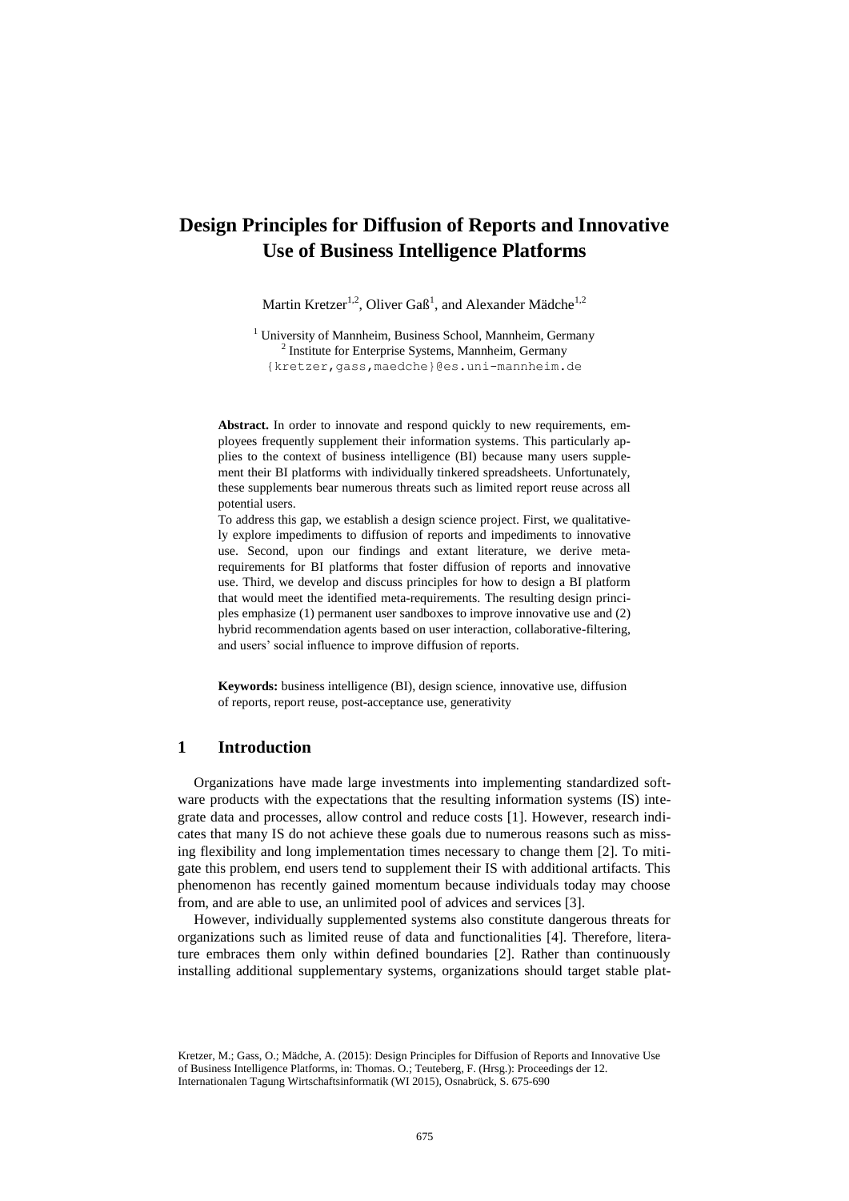# Design Principles for Diffusion of Reports and Innovative Use of Business Intelligence Platforms

Martin Kretzer[1,2], Oliver Gaß[1], and Alexander Mädche[1,2]

[1] University of Mannheim, Business School, Mannheim, Germany
[2] Institute for Enterprise Systems, Mannheim, Germany
{kretzer,gass,maedche}@es.uni-mannheim.de

**Abstract.** In order to innovate and respond quickly to new requirements, employees frequently supplement their information systems. This particularly applies to the context of business intelligence (BI) because many users supplement their BI platforms with individually tinkered spreadsheets. Unfortunately, these supplements bear numerous threats such as limited report reuse across all potential users.

To address this gap, we establish a design science project. First, we qualitatively explore impediments to diffusion of reports and impediments to innovative use. Second, upon our findings and extant literature, we derive meta-requirements for BI platforms that foster diffusion of reports and innovative use. Third, we develop and discuss principles for how to design a BI platform that would meet the identified meta-requirements. The resulting design principles emphasize (1) permanent user sandboxes to improve innovative use and (2) hybrid recommendation agents based on user interaction, collaborative-filtering, and users' social influence to improve diffusion of reports.

**Keywords:** business intelligence (BI), design science, innovative use, diffusion of reports, report reuse, post-acceptance use, generativity

## 1 Introduction

Organizations have made large investments into implementing standardized software products with the expectations that the resulting information systems (IS) integrate data and processes, allow control and reduce costs [1]. However, research indicates that many IS do not achieve these goals due to numerous reasons such as missing flexibility and long implementation times necessary to change them [2]. To mitigate this problem, end users tend to supplement their IS with additional artifacts. This phenomenon has recently gained momentum because individuals today may choose from, and are able to use, an unlimited pool of advices and services [3].

However, individually supplemented systems also constitute dangerous threats for organizations such as limited reuse of data and functionalities [4]. Therefore, literature embraces them only within defined boundaries [2]. Rather than continuously installing additional supplementary systems, organizations should target stable plat-

Kretzer, M.; Gass, O.; Mädche, A. (2015): Design Principles for Diffusion of Reports and Innovative Use of Business Intelligence Platforms, in: Thomas. O.; Teuteberg, F. (Hrsg.): Proceedings der 12. Internationalen Tagung Wirtschaftsinformatik (WI 2015), Osnabrück, S. 675-690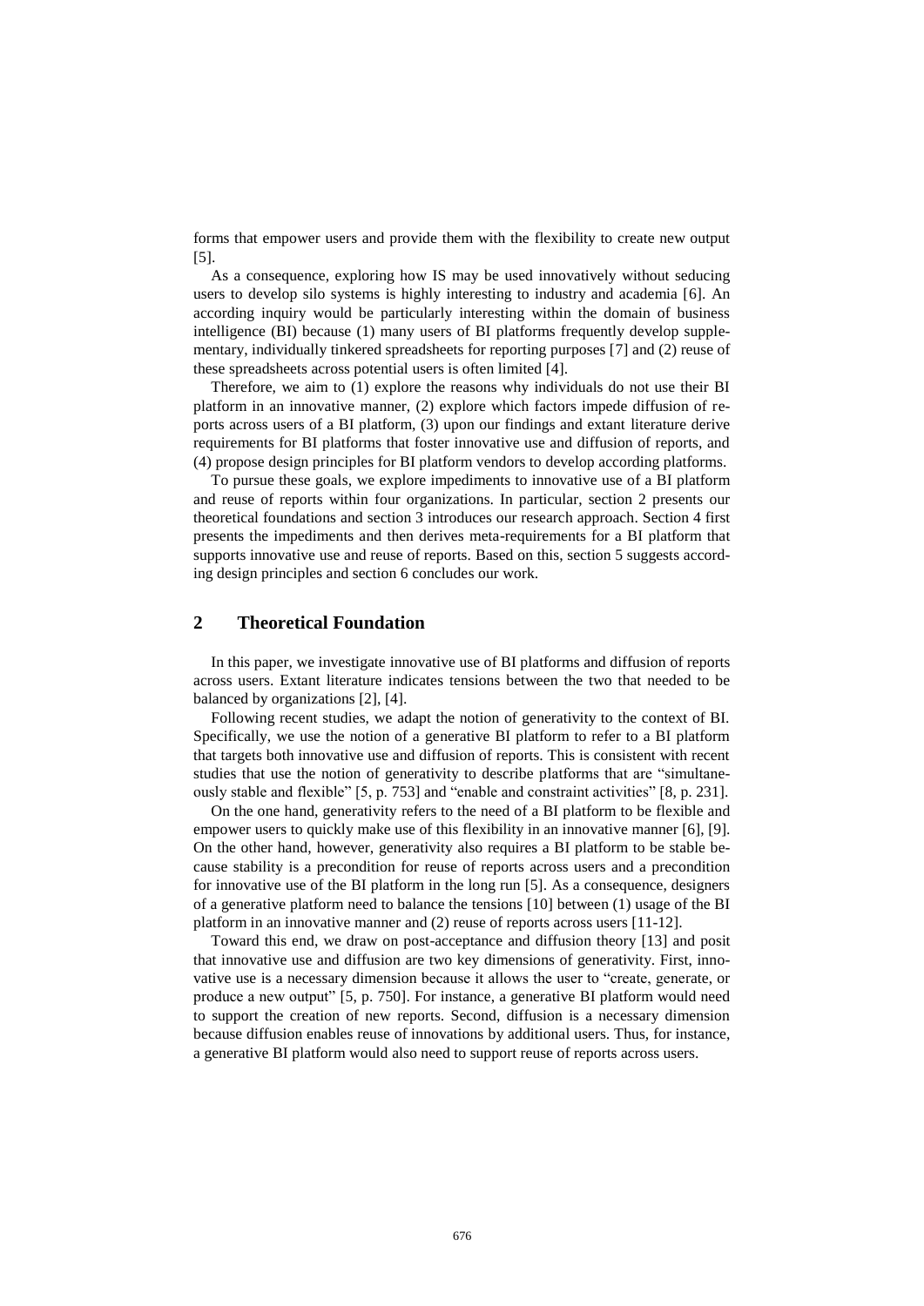forms that empower users and provide them with the flexibility to create new output [5].

As a consequence, exploring how IS may be used innovatively without seducing users to develop silo systems is highly interesting to industry and academia [6]. An according inquiry would be particularly interesting within the domain of business intelligence (BI) because (1) many users of BI platforms frequently develop supplementary, individually tinkered spreadsheets for reporting purposes [7] and (2) reuse of these spreadsheets across potential users is often limited [4].

Therefore, we aim to (1) explore the reasons why individuals do not use their BI platform in an innovative manner, (2) explore which factors impede diffusion of reports across users of a BI platform, (3) upon our findings and extant literature derive requirements for BI platforms that foster innovative use and diffusion of reports, and (4) propose design principles for BI platform vendors to develop according platforms.

To pursue these goals, we explore impediments to innovative use of a BI platform and reuse of reports within four organizations. In particular, section 2 presents our theoretical foundations and section 3 introduces our research approach. Section 4 first presents the impediments and then derives meta-requirements for a BI platform that supports innovative use and reuse of reports. Based on this, section 5 suggests according design principles and section 6 concludes our work.

## 2 Theoretical Foundation

In this paper, we investigate innovative use of BI platforms and diffusion of reports across users. Extant literature indicates tensions between the two that needed to be balanced by organizations [2], [4].

Following recent studies, we adapt the notion of generativity to the context of BI. Specifically, we use the notion of a generative BI platform to refer to a BI platform that targets both innovative use and diffusion of reports. This is consistent with recent studies that use the notion of generativity to describe platforms that are "simultaneously stable and flexible" [5, p. 753] and "enable and constraint activities" [8, p. 231].

On the one hand, generativity refers to the need of a BI platform to be flexible and empower users to quickly make use of this flexibility in an innovative manner [6], [9]. On the other hand, however, generativity also requires a BI platform to be stable because stability is a precondition for reuse of reports across users and a precondition for innovative use of the BI platform in the long run [5]. As a consequence, designers of a generative platform need to balance the tensions [10] between (1) usage of the BI platform in an innovative manner and (2) reuse of reports across users [11-12].

Toward this end, we draw on post-acceptance and diffusion theory [13] and posit that innovative use and diffusion are two key dimensions of generativity. First, innovative use is a necessary dimension because it allows the user to "create, generate, or produce a new output" [5, p. 750]. For instance, a generative BI platform would need to support the creation of new reports. Second, diffusion is a necessary dimension because diffusion enables reuse of innovations by additional users. Thus, for instance, a generative BI platform would also need to support reuse of reports across users.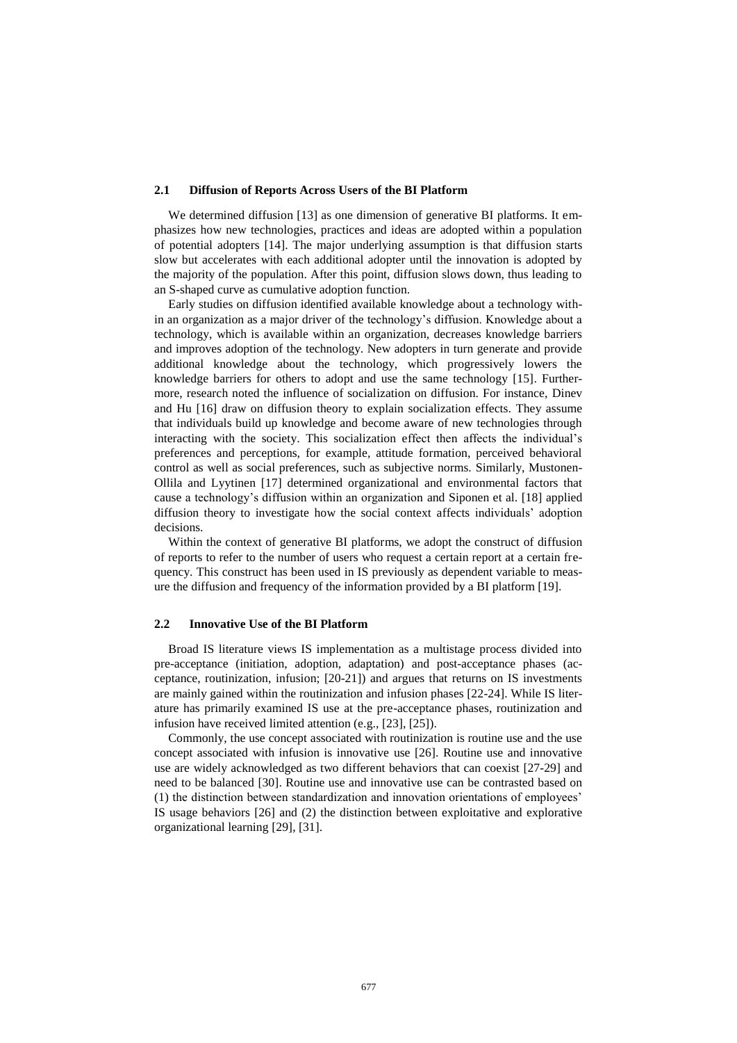### 2.1 Diffusion of Reports Across Users of the BI Platform

We determined diffusion [13] as one dimension of generative BI platforms. It emphasizes how new technologies, practices and ideas are adopted within a population of potential adopters [14]. The major underlying assumption is that diffusion starts slow but accelerates with each additional adopter until the innovation is adopted by the majority of the population. After this point, diffusion slows down, thus leading to an S-shaped curve as cumulative adoption function.

Early studies on diffusion identified available knowledge about a technology within an organization as a major driver of the technology's diffusion. Knowledge about a technology, which is available within an organization, decreases knowledge barriers and improves adoption of the technology. New adopters in turn generate and provide additional knowledge about the technology, which progressively lowers the knowledge barriers for others to adopt and use the same technology [15]. Furthermore, research noted the influence of socialization on diffusion. For instance, Dinev and Hu [16] draw on diffusion theory to explain socialization effects. They assume that individuals build up knowledge and become aware of new technologies through interacting with the society. This socialization effect then affects the individual's preferences and perceptions, for example, attitude formation, perceived behavioral control as well as social preferences, such as subjective norms. Similarly, Mustonen-Ollila and Lyytinen [17] determined organizational and environmental factors that cause a technology's diffusion within an organization and Siponen et al. [18] applied diffusion theory to investigate how the social context affects individuals' adoption decisions.

Within the context of generative BI platforms, we adopt the construct of diffusion of reports to refer to the number of users who request a certain report at a certain frequency. This construct has been used in IS previously as dependent variable to measure the diffusion and frequency of the information provided by a BI platform [19].

### 2.2 Innovative Use of the BI Platform

Broad IS literature views IS implementation as a multistage process divided into pre-acceptance (initiation, adoption, adaptation) and post-acceptance phases (acceptance, routinization, infusion; [20-21]) and argues that returns on IS investments are mainly gained within the routinization and infusion phases [22-24]. While IS literature has primarily examined IS use at the pre-acceptance phases, routinization and infusion have received limited attention (e.g., [23], [25]).

Commonly, the use concept associated with routinization is routine use and the use concept associated with infusion is innovative use [26]. Routine use and innovative use are widely acknowledged as two different behaviors that can coexist [27-29] and need to be balanced [30]. Routine use and innovative use can be contrasted based on (1) the distinction between standardization and innovation orientations of employees' IS usage behaviors [26] and (2) the distinction between exploitative and explorative organizational learning [29], [31].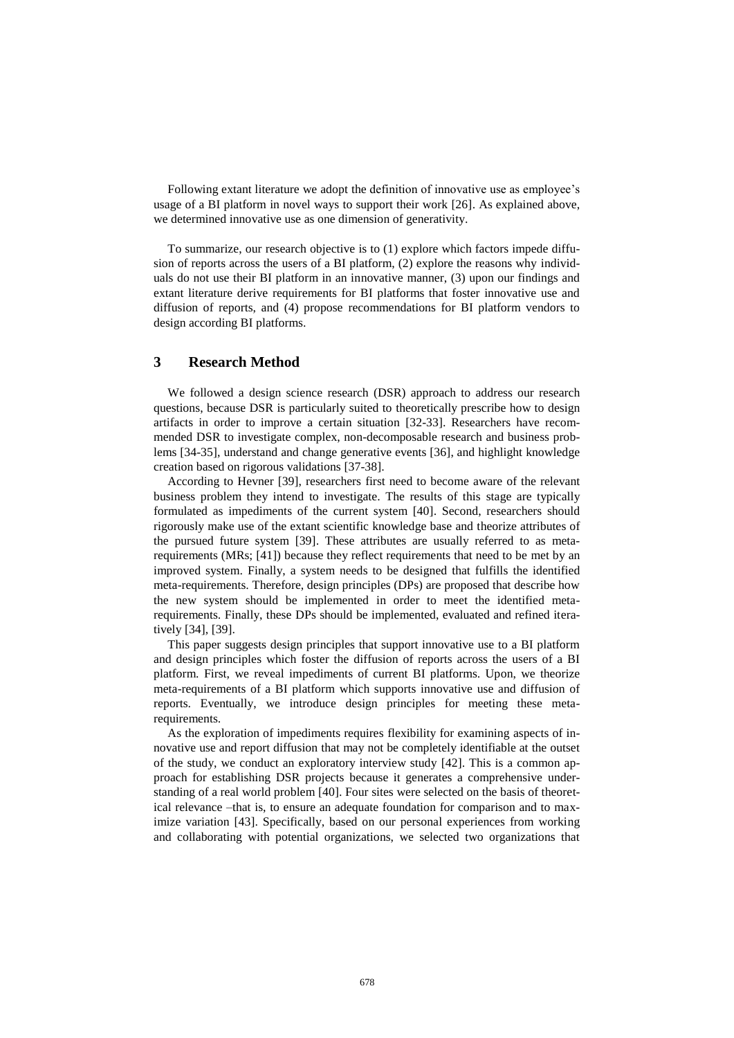Following extant literature we adopt the definition of innovative use as employee's usage of a BI platform in novel ways to support their work [26]. As explained above, we determined innovative use as one dimension of generativity.

To summarize, our research objective is to (1) explore which factors impede diffusion of reports across the users of a BI platform, (2) explore the reasons why individuals do not use their BI platform in an innovative manner, (3) upon our findings and extant literature derive requirements for BI platforms that foster innovative use and diffusion of reports, and (4) propose recommendations for BI platform vendors to design according BI platforms.

## 3 Research Method

We followed a design science research (DSR) approach to address our research questions, because DSR is particularly suited to theoretically prescribe how to design artifacts in order to improve a certain situation [32-33]. Researchers have recommended DSR to investigate complex, non-decomposable research and business problems [34-35], understand and change generative events [36], and highlight knowledge creation based on rigorous validations [37-38].

According to Hevner [39], researchers first need to become aware of the relevant business problem they intend to investigate. The results of this stage are typically formulated as impediments of the current system [40]. Second, researchers should rigorously make use of the extant scientific knowledge base and theorize attributes of the pursued future system [39]. These attributes are usually referred to as meta-requirements (MRs; [41]) because they reflect requirements that need to be met by an improved system. Finally, a system needs to be designed that fulfills the identified meta-requirements. Therefore, design principles (DPs) are proposed that describe how the new system should be implemented in order to meet the identified meta-requirements. Finally, these DPs should be implemented, evaluated and refined iteratively [34], [39].

This paper suggests design principles that support innovative use to a BI platform and design principles which foster the diffusion of reports across the users of a BI platform. First, we reveal impediments of current BI platforms. Upon, we theorize meta-requirements of a BI platform which supports innovative use and diffusion of reports. Eventually, we introduce design principles for meeting these meta-requirements.

As the exploration of impediments requires flexibility for examining aspects of innovative use and report diffusion that may not be completely identifiable at the outset of the study, we conduct an exploratory interview study [42]. This is a common approach for establishing DSR projects because it generates a comprehensive understanding of a real world problem [40]. Four sites were selected on the basis of theoretical relevance –that is, to ensure an adequate foundation for comparison and to maximize variation [43]. Specifically, based on our personal experiences from working and collaborating with potential organizations, we selected two organizations that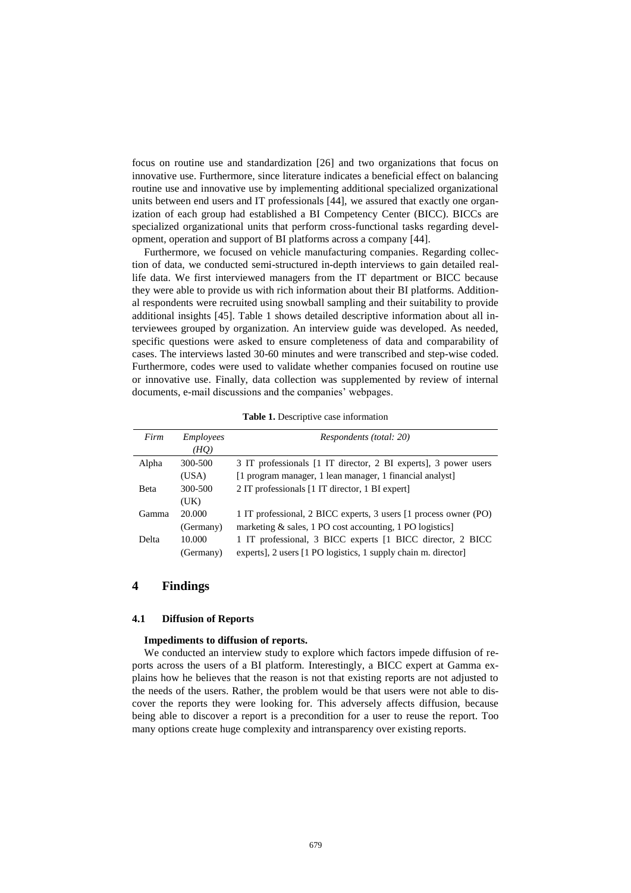focus on routine use and standardization [26] and two organizations that focus on innovative use. Furthermore, since literature indicates a beneficial effect on balancing routine use and innovative use by implementing additional specialized organizational units between end users and IT professionals [44], we assured that exactly one organization of each group had established a BI Competency Center (BICC). BICCs are specialized organizational units that perform cross-functional tasks regarding development, operation and support of BI platforms across a company [44].

Furthermore, we focused on vehicle manufacturing companies. Regarding collection of data, we conducted semi-structured in-depth interviews to gain detailed real-life data. We first interviewed managers from the IT department or BICC because they were able to provide us with rich information about their BI platforms. Additional respondents were recruited using snowball sampling and their suitability to provide additional insights [45]. Table 1 shows detailed descriptive information about all interviewees grouped by organization. An interview guide was developed. As needed, specific questions were asked to ensure completeness of data and comparability of cases. The interviews lasted 30-60 minutes and were transcribed and step-wise coded. Furthermore, codes were used to validate whether companies focused on routine use or innovative use. Finally, data collection was supplemented by review of internal documents, e-mail discussions and the companies' webpages.

**Table 1.** Descriptive case information

| *Firm* | *Employees (HQ)* | *Respondents (total: 20)* |
|---|---|---|
| Alpha | 300-500 (USA) | 3 IT professionals [1 IT director, 2 BI experts], 3 power users [1 program manager, 1 lean manager, 1 financial analyst] |
| Beta | 300-500 (UK) | 2 IT professionals [1 IT director, 1 BI expert] |
| Gamma | 20.000 (Germany) | 1 IT professional, 2 BICC experts, 3 users [1 process owner (PO) marketing & sales, 1 PO cost accounting, 1 PO logistics] |
| Delta | 10.000 (Germany) | 1 IT professional, 3 BICC experts [1 BICC director, 2 BICC experts], 2 users [1 PO logistics, 1 supply chain m. director] |

## 4 Findings

### 4.1 Diffusion of Reports

**Impediments to diffusion of reports.**

We conducted an interview study to explore which factors impede diffusion of reports across the users of a BI platform. Interestingly, a BICC expert at Gamma explains how he believes that the reason is not that existing reports are not adjusted to the needs of the users. Rather, the problem would be that users were not able to discover the reports they were looking for. This adversely affects diffusion, because being able to discover a report is a precondition for a user to reuse the report. Too many options create huge complexity and intransparency over existing reports.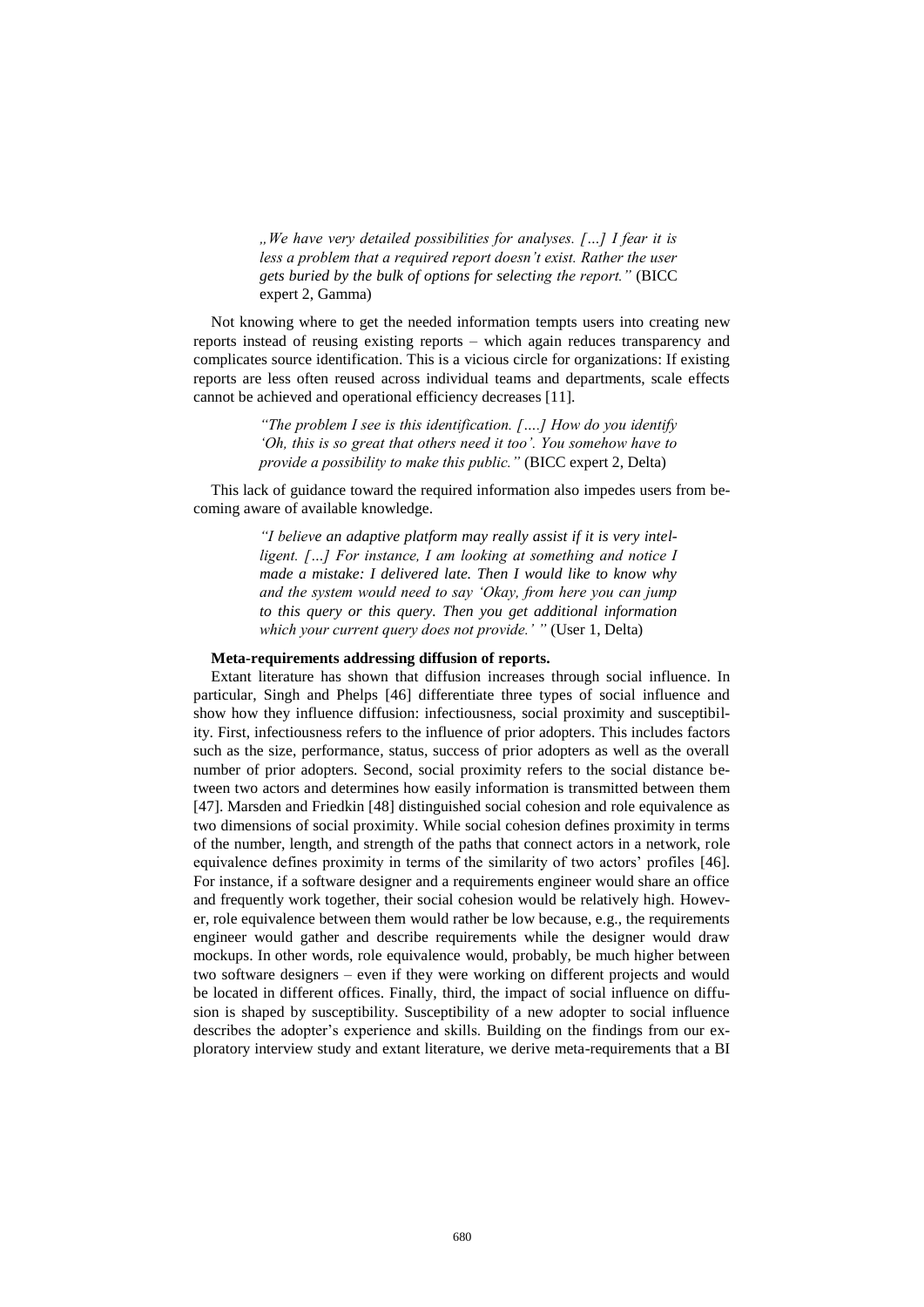> *„We have very detailed possibilities for analyses. […] I fear it is less a problem that a required report doesn't exist. Rather the user gets buried by the bulk of options for selecting the report."* (BICC expert 2, Gamma)

Not knowing where to get the needed information tempts users into creating new reports instead of reusing existing reports – which again reduces transparency and complicates source identification. This is a vicious circle for organizations: If existing reports are less often reused across individual teams and departments, scale effects cannot be achieved and operational efficiency decreases [11].

> *"The problem I see is this identification. [….] How do you identify 'Oh, this is so great that others need it too'. You somehow have to provide a possibility to make this public."* (BICC expert 2, Delta)

This lack of guidance toward the required information also impedes users from becoming aware of available knowledge.

> *"I believe an adaptive platform may really assist if it is very intelligent. […] For instance, I am looking at something and notice I made a mistake: I delivered late. Then I would like to know why and the system would need to say 'Okay, from here you can jump to this query or this query. Then you get additional information which your current query does not provide.' "* (User 1, Delta)

**Meta-requirements addressing diffusion of reports.**

Extant literature has shown that diffusion increases through social influence. In particular, Singh and Phelps [46] differentiate three types of social influence and show how they influence diffusion: infectiousness, social proximity and susceptibility. First, infectiousness refers to the influence of prior adopters. This includes factors such as the size, performance, status, success of prior adopters as well as the overall number of prior adopters. Second, social proximity refers to the social distance between two actors and determines how easily information is transmitted between them [47]. Marsden and Friedkin [48] distinguished social cohesion and role equivalence as two dimensions of social proximity. While social cohesion defines proximity in terms of the number, length, and strength of the paths that connect actors in a network, role equivalence defines proximity in terms of the similarity of two actors' profiles [46]. For instance, if a software designer and a requirements engineer would share an office and frequently work together, their social cohesion would be relatively high. However, role equivalence between them would rather be low because, e.g., the requirements engineer would gather and describe requirements while the designer would draw mockups. In other words, role equivalence would, probably, be much higher between two software designers – even if they were working on different projects and would be located in different offices. Finally, third, the impact of social influence on diffusion is shaped by susceptibility. Susceptibility of a new adopter to social influence describes the adopter's experience and skills. Building on the findings from our exploratory interview study and extant literature, we derive meta-requirements that a BI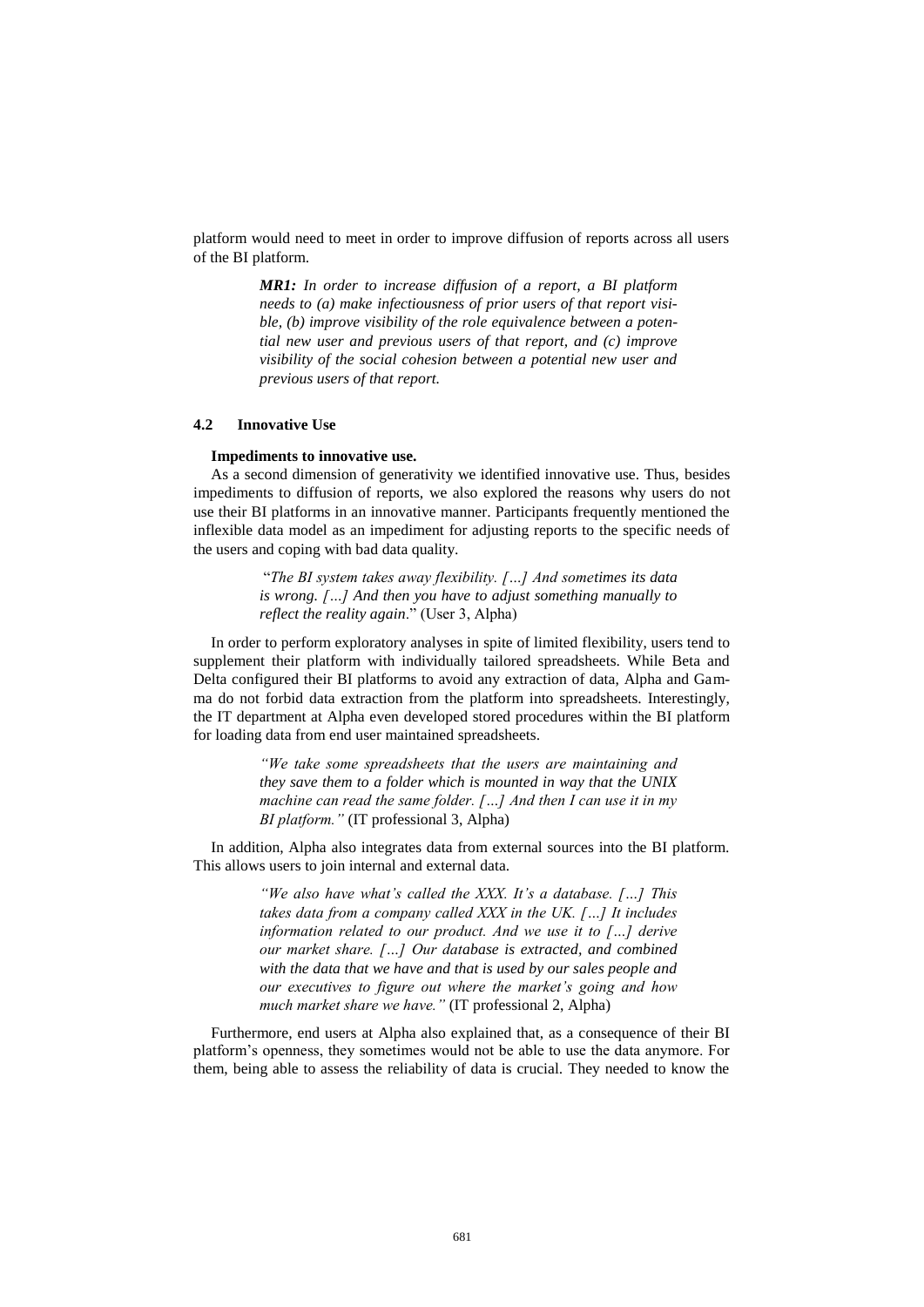platform would need to meet in order to improve diffusion of reports across all users of the BI platform.

> ***MR1:** In order to increase diffusion of a report, a BI platform needs to (a) make infectiousness of prior users of that report visible, (b) improve visibility of the role equivalence between a potential new user and previous users of that report, and (c) improve visibility of the social cohesion between a potential new user and previous users of that report.*

### 4.2 Innovative Use

**Impediments to innovative use.**

As a second dimension of generativity we identified innovative use. Thus, besides impediments to diffusion of reports, we also explored the reasons why users do not use their BI platforms in an innovative manner. Participants frequently mentioned the inflexible data model as an impediment for adjusting reports to the specific needs of the users and coping with bad data quality.

> "*The BI system takes away flexibility. […] And sometimes its data is wrong. […] And then you have to adjust something manually to reflect the reality again*." (User 3, Alpha)

In order to perform exploratory analyses in spite of limited flexibility, users tend to supplement their platform with individually tailored spreadsheets. While Beta and Delta configured their BI platforms to avoid any extraction of data, Alpha and Gamma do not forbid data extraction from the platform into spreadsheets. Interestingly, the IT department at Alpha even developed stored procedures within the BI platform for loading data from end user maintained spreadsheets.

> *"We take some spreadsheets that the users are maintaining and they save them to a folder which is mounted in way that the UNIX machine can read the same folder. […] And then I can use it in my BI platform."* (IT professional 3, Alpha)

In addition, Alpha also integrates data from external sources into the BI platform. This allows users to join internal and external data.

> *"We also have what's called the XXX. It's a database. […] This takes data from a company called XXX in the UK. […] It includes information related to our product. And we use it to […] derive our market share. […] Our database is extracted, and combined with the data that we have and that is used by our sales people and our executives to figure out where the market's going and how much market share we have."* (IT professional 2, Alpha)

Furthermore, end users at Alpha also explained that, as a consequence of their BI platform's openness, they sometimes would not be able to use the data anymore. For them, being able to assess the reliability of data is crucial. They needed to know the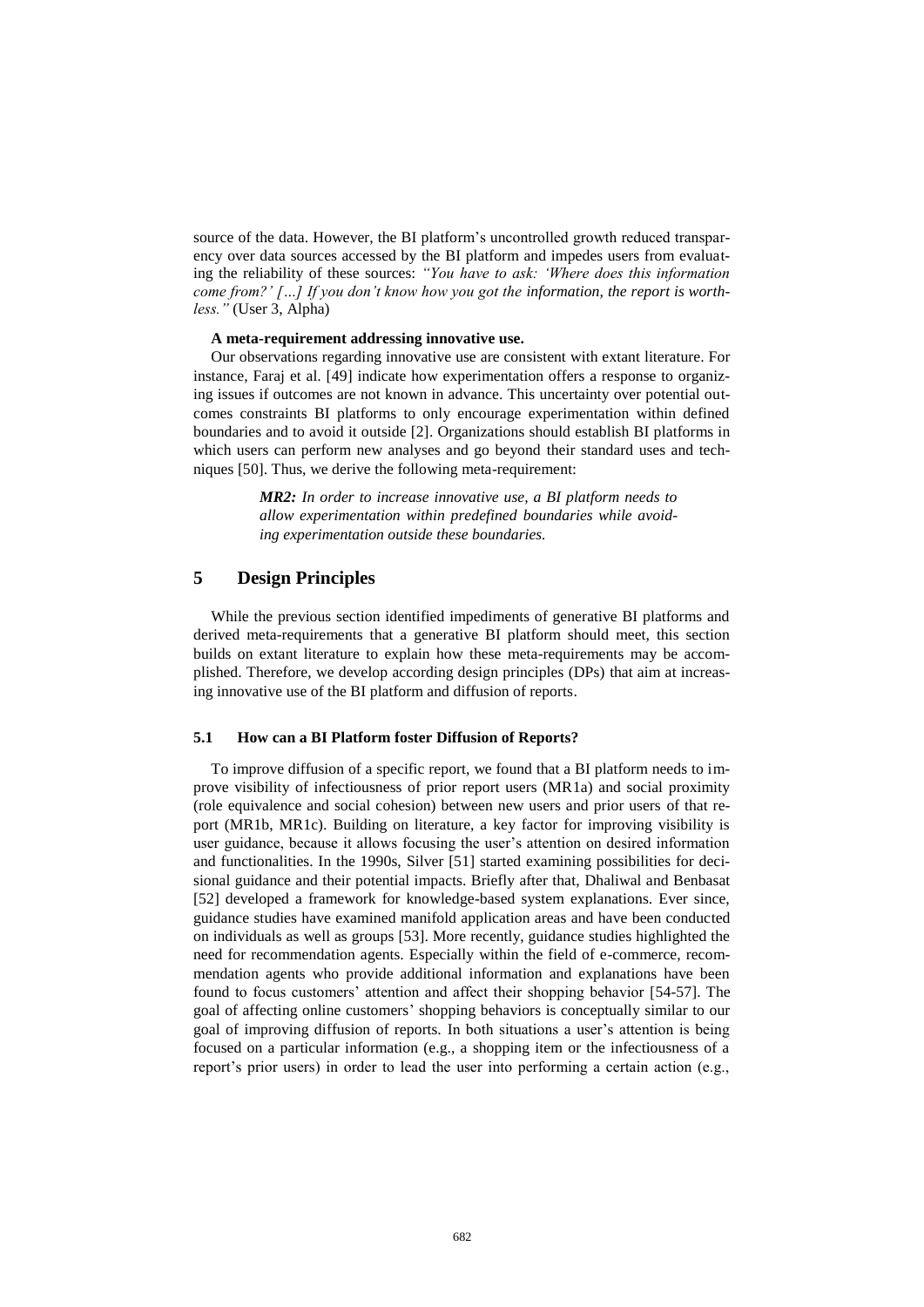source of the data. However, the BI platform's uncontrolled growth reduced transparency over data sources accessed by the BI platform and impedes users from evaluating the reliability of these sources: *"You have to ask: 'Where does this information come from?' […] If you don't know how you got the information, the report is worthless."* (User 3, Alpha)

**A meta-requirement addressing innovative use.**

Our observations regarding innovative use are consistent with extant literature. For instance, Faraj et al. [49] indicate how experimentation offers a response to organizing issues if outcomes are not known in advance. This uncertainty over potential outcomes constraints BI platforms to only encourage experimentation within defined boundaries and to avoid it outside [2]. Organizations should establish BI platforms in which users can perform new analyses and go beyond their standard uses and techniques [50]. Thus, we derive the following meta-requirement:

> ***MR2:*** *In order to increase innovative use, a BI platform needs to allow experimentation within predefined boundaries while avoiding experimentation outside these boundaries.*

## 5 Design Principles

While the previous section identified impediments of generative BI platforms and derived meta-requirements that a generative BI platform should meet, this section builds on extant literature to explain how these meta-requirements may be accomplished. Therefore, we develop according design principles (DPs) that aim at increasing innovative use of the BI platform and diffusion of reports.

### 5.1 How can a BI Platform foster Diffusion of Reports?

To improve diffusion of a specific report, we found that a BI platform needs to improve visibility of infectiousness of prior report users (MR1a) and social proximity (role equivalence and social cohesion) between new users and prior users of that report (MR1b, MR1c). Building on literature, a key factor for improving visibility is user guidance, because it allows focusing the user's attention on desired information and functionalities. In the 1990s, Silver [51] started examining possibilities for decisional guidance and their potential impacts. Briefly after that, Dhaliwal and Benbasat [52] developed a framework for knowledge-based system explanations. Ever since, guidance studies have examined manifold application areas and have been conducted on individuals as well as groups [53]. More recently, guidance studies highlighted the need for recommendation agents. Especially within the field of e-commerce, recommendation agents who provide additional information and explanations have been found to focus customers' attention and affect their shopping behavior [54-57]. The goal of affecting online customers' shopping behaviors is conceptually similar to our goal of improving diffusion of reports. In both situations a user's attention is being focused on a particular information (e.g., a shopping item or the infectiousness of a report's prior users) in order to lead the user into performing a certain action (e.g.,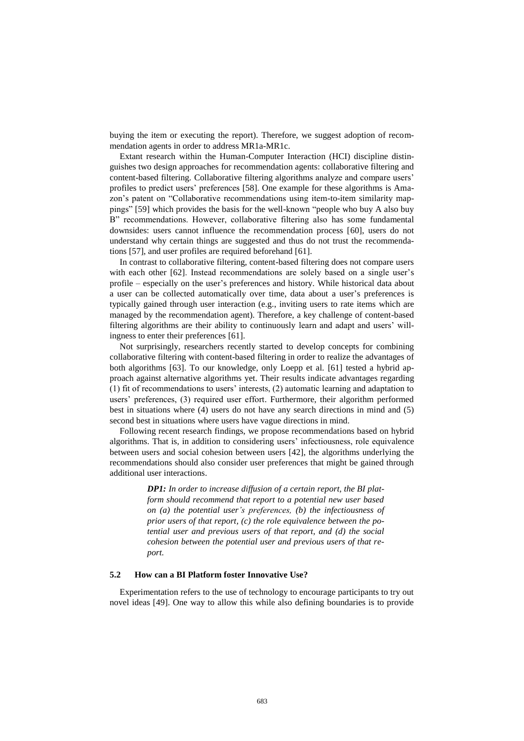buying the item or executing the report). Therefore, we suggest adoption of recommendation agents in order to address MR1a-MR1c.

Extant research within the Human-Computer Interaction (HCI) discipline distinguishes two design approaches for recommendation agents: collaborative filtering and content-based filtering. Collaborative filtering algorithms analyze and compare users' profiles to predict users' preferences [58]. One example for these algorithms is Amazon's patent on "Collaborative recommendations using item-to-item similarity mappings" [59] which provides the basis for the well-known "people who buy A also buy B" recommendations. However, collaborative filtering also has some fundamental downsides: users cannot influence the recommendation process [60], users do not understand why certain things are suggested and thus do not trust the recommendations [57], and user profiles are required beforehand [61].

In contrast to collaborative filtering, content-based filtering does not compare users with each other [62]. Instead recommendations are solely based on a single user's profile – especially on the user's preferences and history. While historical data about a user can be collected automatically over time, data about a user's preferences is typically gained through user interaction (e.g., inviting users to rate items which are managed by the recommendation agent). Therefore, a key challenge of content-based filtering algorithms are their ability to continuously learn and adapt and users' willingness to enter their preferences [61].

Not surprisingly, researchers recently started to develop concepts for combining collaborative filtering with content-based filtering in order to realize the advantages of both algorithms [63]. To our knowledge, only Loepp et al. [61] tested a hybrid approach against alternative algorithms yet. Their results indicate advantages regarding (1) fit of recommendations to users' interests, (2) automatic learning and adaptation to users' preferences, (3) required user effort. Furthermore, their algorithm performed best in situations where (4) users do not have any search directions in mind and (5) second best in situations where users have vague directions in mind.

Following recent research findings, we propose recommendations based on hybrid algorithms. That is, in addition to considering users' infectiousness, role equivalence between users and social cohesion between users [42], the algorithms underlying the recommendations should also consider user preferences that might be gained through additional user interactions.

> ***DP1:** In order to increase diffusion of a certain report, the BI platform should recommend that report to a potential new user based on (a) the potential user's preferences, (b) the infectiousness of prior users of that report, (c) the role equivalence between the potential user and previous users of that report, and (d) the social cohesion between the potential user and previous users of that report.*

### 5.2 How can a BI Platform foster Innovative Use?

Experimentation refers to the use of technology to encourage participants to try out novel ideas [49]. One way to allow this while also defining boundaries is to provide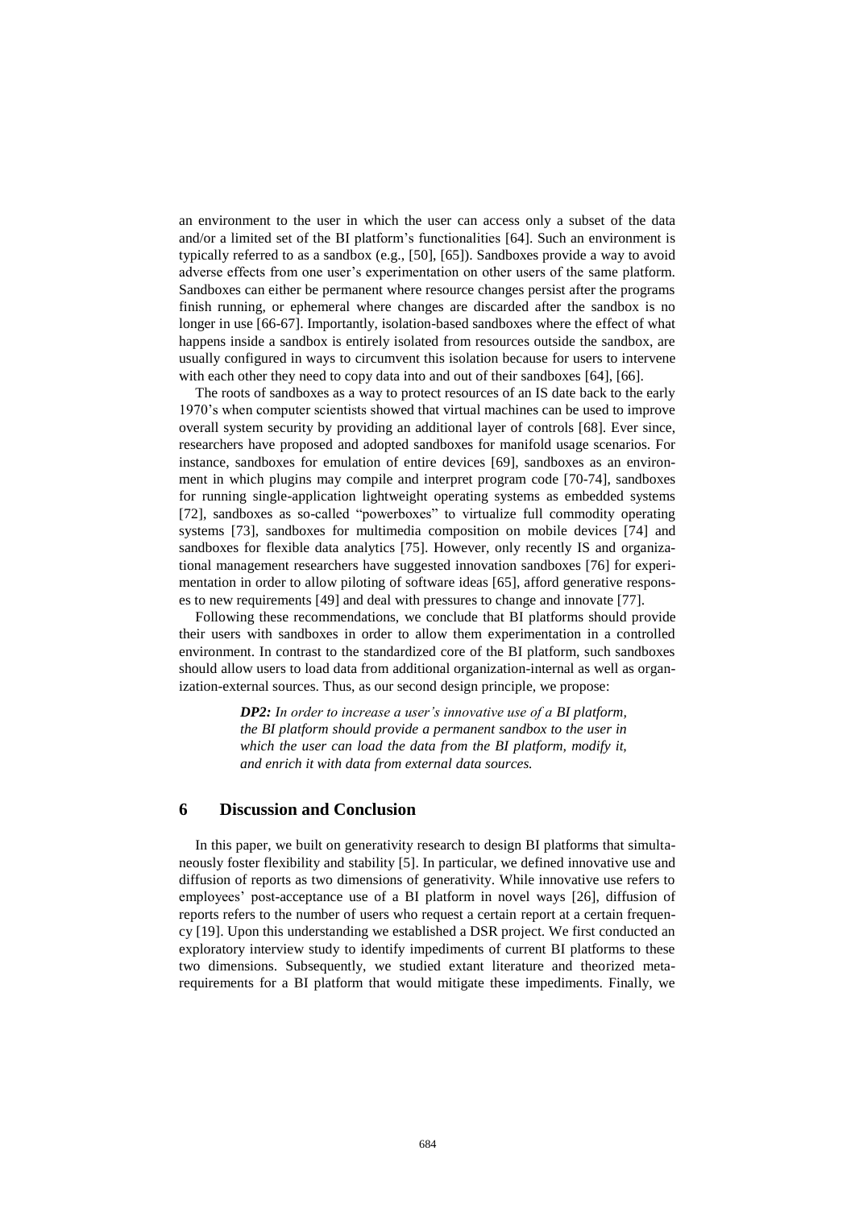an environment to the user in which the user can access only a subset of the data and/or a limited set of the BI platform's functionalities [64]. Such an environment is typically referred to as a sandbox (e.g., [50], [65]). Sandboxes provide a way to avoid adverse effects from one user's experimentation on other users of the same platform. Sandboxes can either be permanent where resource changes persist after the programs finish running, or ephemeral where changes are discarded after the sandbox is no longer in use [66-67]. Importantly, isolation-based sandboxes where the effect of what happens inside a sandbox is entirely isolated from resources outside the sandbox, are usually configured in ways to circumvent this isolation because for users to intervene with each other they need to copy data into and out of their sandboxes [64], [66].

The roots of sandboxes as a way to protect resources of an IS date back to the early 1970's when computer scientists showed that virtual machines can be used to improve overall system security by providing an additional layer of controls [68]. Ever since, researchers have proposed and adopted sandboxes for manifold usage scenarios. For instance, sandboxes for emulation of entire devices [69], sandboxes as an environment in which plugins may compile and interpret program code [70-74], sandboxes for running single-application lightweight operating systems as embedded systems [72], sandboxes as so-called "powerboxes" to virtualize full commodity operating systems [73], sandboxes for multimedia composition on mobile devices [74] and sandboxes for flexible data analytics [75]. However, only recently IS and organizational management researchers have suggested innovation sandboxes [76] for experimentation in order to allow piloting of software ideas [65], afford generative responses to new requirements [49] and deal with pressures to change and innovate [77].

Following these recommendations, we conclude that BI platforms should provide their users with sandboxes in order to allow them experimentation in a controlled environment. In contrast to the standardized core of the BI platform, such sandboxes should allow users to load data from additional organization-internal as well as organization-external sources. Thus, as our second design principle, we propose:

> ***DP2:*** *In order to increase a user's innovative use of a BI platform, the BI platform should provide a permanent sandbox to the user in which the user can load the data from the BI platform, modify it, and enrich it with data from external data sources.*

## 6 Discussion and Conclusion

In this paper, we built on generativity research to design BI platforms that simultaneously foster flexibility and stability [5]. In particular, we defined innovative use and diffusion of reports as two dimensions of generativity. While innovative use refers to employees' post-acceptance use of a BI platform in novel ways [26], diffusion of reports refers to the number of users who request a certain report at a certain frequency [19]. Upon this understanding we established a DSR project. We first conducted an exploratory interview study to identify impediments of current BI platforms to these two dimensions. Subsequently, we studied extant literature and theorized meta-requirements for a BI platform that would mitigate these impediments. Finally, we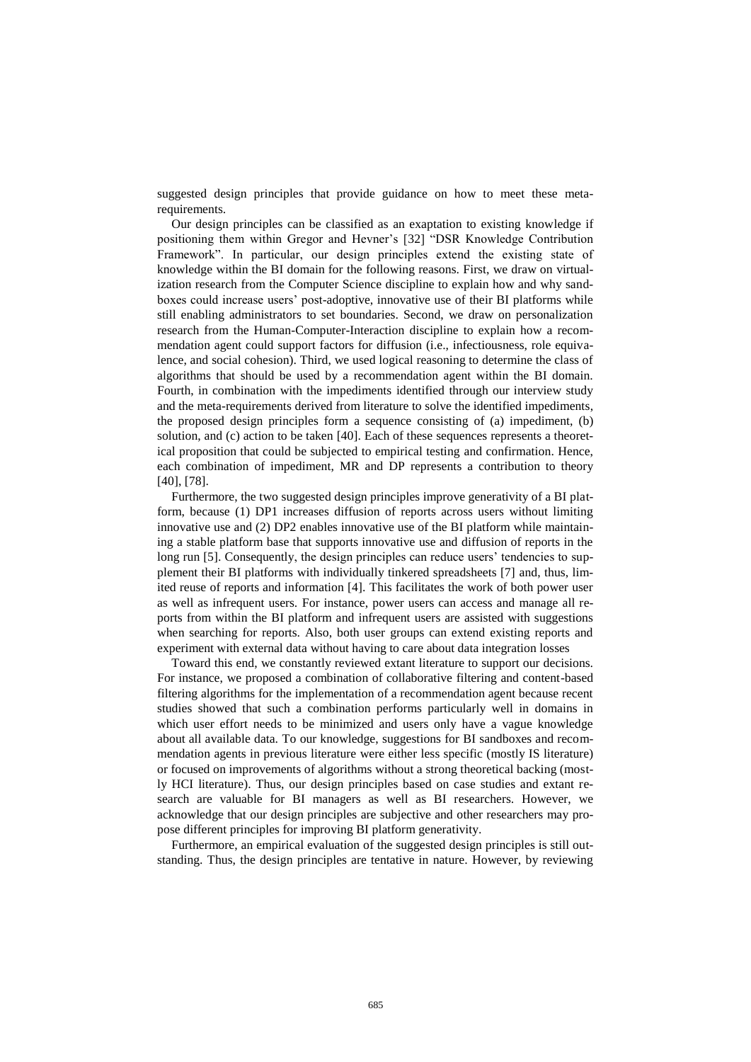suggested design principles that provide guidance on how to meet these meta-requirements.

Our design principles can be classified as an exaptation to existing knowledge if positioning them within Gregor and Hevner's [32] "DSR Knowledge Contribution Framework". In particular, our design principles extend the existing state of knowledge within the BI domain for the following reasons. First, we draw on virtualization research from the Computer Science discipline to explain how and why sandboxes could increase users' post-adoptive, innovative use of their BI platforms while still enabling administrators to set boundaries. Second, we draw on personalization research from the Human-Computer-Interaction discipline to explain how a recommendation agent could support factors for diffusion (i.e., infectiousness, role equivalence, and social cohesion). Third, we used logical reasoning to determine the class of algorithms that should be used by a recommendation agent within the BI domain. Fourth, in combination with the impediments identified through our interview study and the meta-requirements derived from literature to solve the identified impediments, the proposed design principles form a sequence consisting of (a) impediment, (b) solution, and (c) action to be taken [40]. Each of these sequences represents a theoretical proposition that could be subjected to empirical testing and confirmation. Hence, each combination of impediment, MR and DP represents a contribution to theory [40], [78].

Furthermore, the two suggested design principles improve generativity of a BI platform, because (1) DP1 increases diffusion of reports across users without limiting innovative use and (2) DP2 enables innovative use of the BI platform while maintaining a stable platform base that supports innovative use and diffusion of reports in the long run [5]. Consequently, the design principles can reduce users' tendencies to supplement their BI platforms with individually tinkered spreadsheets [7] and, thus, limited reuse of reports and information [4]. This facilitates the work of both power user as well as infrequent users. For instance, power users can access and manage all reports from within the BI platform and infrequent users are assisted with suggestions when searching for reports. Also, both user groups can extend existing reports and experiment with external data without having to care about data integration losses

Toward this end, we constantly reviewed extant literature to support our decisions. For instance, we proposed a combination of collaborative filtering and content-based filtering algorithms for the implementation of a recommendation agent because recent studies showed that such a combination performs particularly well in domains in which user effort needs to be minimized and users only have a vague knowledge about all available data. To our knowledge, suggestions for BI sandboxes and recommendation agents in previous literature were either less specific (mostly IS literature) or focused on improvements of algorithms without a strong theoretical backing (mostly HCI literature). Thus, our design principles based on case studies and extant research are valuable for BI managers as well as BI researchers. However, we acknowledge that our design principles are subjective and other researchers may propose different principles for improving BI platform generativity.

Furthermore, an empirical evaluation of the suggested design principles is still outstanding. Thus, the design principles are tentative in nature. However, by reviewing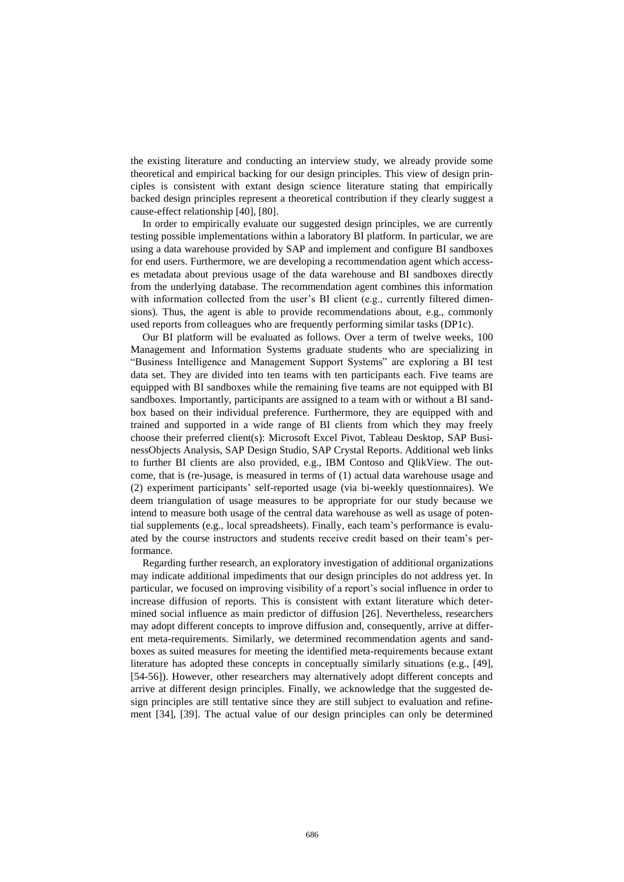the existing literature and conducting an interview study, we already provide some theoretical and empirical backing for our design principles. This view of design principles is consistent with extant design science literature stating that empirically backed design principles represent a theoretical contribution if they clearly suggest a cause-effect relationship [40], [80].

In order to empirically evaluate our suggested design principles, we are currently testing possible implementations within a laboratory BI platform. In particular, we are using a data warehouse provided by SAP and implement and configure BI sandboxes for end users. Furthermore, we are developing a recommendation agent which accesses metadata about previous usage of the data warehouse and BI sandboxes directly from the underlying database. The recommendation agent combines this information with information collected from the user's BI client (e.g., currently filtered dimensions). Thus, the agent is able to provide recommendations about, e.g., commonly used reports from colleagues who are frequently performing similar tasks (DP1c).

Our BI platform will be evaluated as follows. Over a term of twelve weeks, 100 Management and Information Systems graduate students who are specializing in "Business Intelligence and Management Support Systems" are exploring a BI test data set. They are divided into ten teams with ten participants each. Five teams are equipped with BI sandboxes while the remaining five teams are not equipped with BI sandboxes. Importantly, participants are assigned to a team with or without a BI sandbox based on their individual preference. Furthermore, they are equipped with and trained and supported in a wide range of BI clients from which they may freely choose their preferred client(s): Microsoft Excel Pivot, Tableau Desktop, SAP BusinessObjects Analysis, SAP Design Studio, SAP Crystal Reports. Additional web links to further BI clients are also provided, e.g., IBM Contoso and QlikView. The outcome, that is (re-)usage, is measured in terms of (1) actual data warehouse usage and (2) experiment participants' self-reported usage (via bi-weekly questionnaires). We deem triangulation of usage measures to be appropriate for our study because we intend to measure both usage of the central data warehouse as well as usage of potential supplements (e.g., local spreadsheets). Finally, each team's performance is evaluated by the course instructors and students receive credit based on their team's performance.

Regarding further research, an exploratory investigation of additional organizations may indicate additional impediments that our design principles do not address yet. In particular, we focused on improving visibility of a report's social influence in order to increase diffusion of reports. This is consistent with extant literature which determined social influence as main predictor of diffusion [26]. Nevertheless, researchers may adopt different concepts to improve diffusion and, consequently, arrive at different meta-requirements. Similarly, we determined recommendation agents and sandboxes as suited measures for meeting the identified meta-requirements because extant literature has adopted these concepts in conceptually similarly situations (e.g., [49], [54-56]). However, other researchers may alternatively adopt different concepts and arrive at different design principles. Finally, we acknowledge that the suggested design principles are still tentative since they are still subject to evaluation and refinement [34], [39]. The actual value of our design principles can only be determined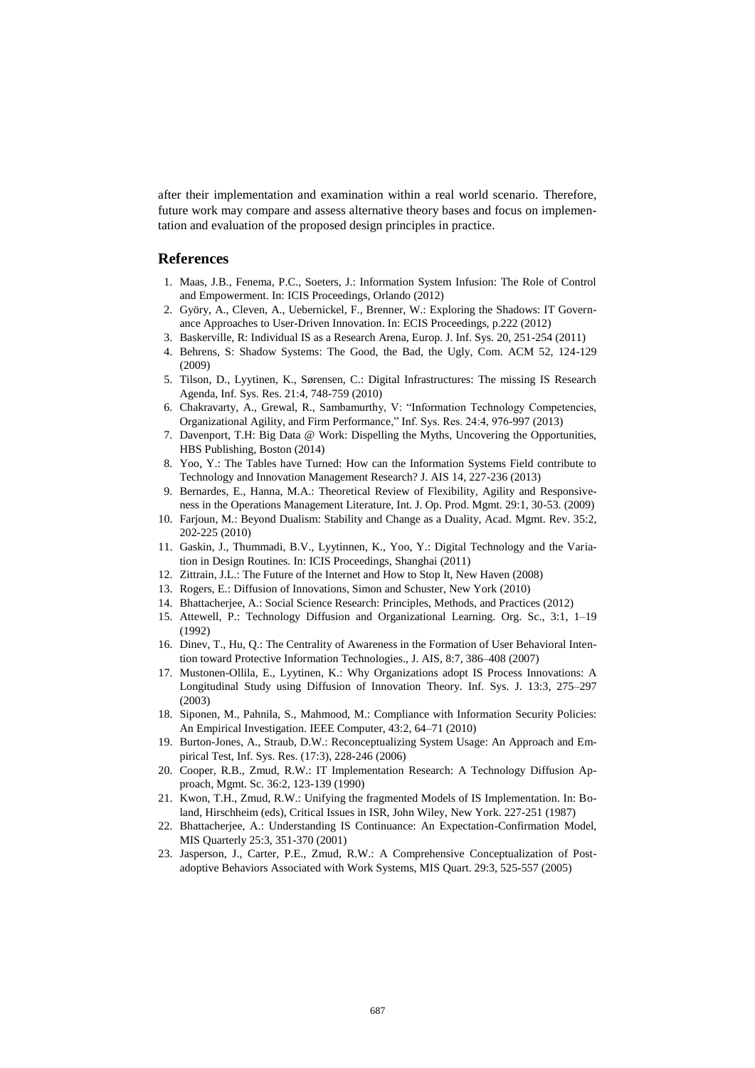after their implementation and examination within a real world scenario. Therefore, future work may compare and assess alternative theory bases and focus on implementation and evaluation of the proposed design principles in practice.

## References

1. Maas, J.B., Fenema, P.C., Soeters, J.: Information System Infusion: The Role of Control and Empowerment. In: ICIS Proceedings, Orlando (2012)
2. Györy, A., Cleven, A., Uebernickel, F., Brenner, W.: Exploring the Shadows: IT Governance Approaches to User-Driven Innovation. In: ECIS Proceedings, p.222 (2012)
3. Baskerville, R: Individual IS as a Research Arena, Europ. J. Inf. Sys. 20, 251-254 (2011)
4. Behrens, S: Shadow Systems: The Good, the Bad, the Ugly, Com. ACM 52, 124-129 (2009)
5. Tilson, D., Lyytinen, K., Sørensen, C.: Digital Infrastructures: The missing IS Research Agenda, Inf. Sys. Res. 21:4, 748-759 (2010)
6. Chakravarty, A., Grewal, R., Sambamurthy, V: "Information Technology Competencies, Organizational Agility, and Firm Performance," Inf. Sys. Res. 24:4, 976-997 (2013)
7. Davenport, T.H: Big Data @ Work: Dispelling the Myths, Uncovering the Opportunities, HBS Publishing, Boston (2014)
8. Yoo, Y.: The Tables have Turned: How can the Information Systems Field contribute to Technology and Innovation Management Research? J. AIS 14, 227-236 (2013)
9. Bernardes, E., Hanna, M.A.: Theoretical Review of Flexibility, Agility and Responsiveness in the Operations Management Literature, Int. J. Op. Prod. Mgmt. 29:1, 30-53. (2009)
10. Farjoun, M.: Beyond Dualism: Stability and Change as a Duality, Acad. Mgmt. Rev. 35:2, 202-225 (2010)
11. Gaskin, J., Thummadi, B.V., Lyytinnen, K., Yoo, Y.: Digital Technology and the Variation in Design Routines. In: ICIS Proceedings, Shanghai (2011)
12. Zittrain, J.L.: The Future of the Internet and How to Stop It, New Haven (2008)
13. Rogers, E.: Diffusion of Innovations, Simon and Schuster, New York (2010)
14. Bhattacherjee, A.: Social Science Research: Principles, Methods, and Practices (2012)
15. Attewell, P.: Technology Diffusion and Organizational Learning. Org. Sc., 3:1, 1–19 (1992)
16. Dinev, T., Hu, Q.: The Centrality of Awareness in the Formation of User Behavioral Intention toward Protective Information Technologies., J. AIS, 8:7, 386–408 (2007)
17. Mustonen-Ollila, E., Lyytinen, K.: Why Organizations adopt IS Process Innovations: A Longitudinal Study using Diffusion of Innovation Theory. Inf. Sys. J. 13:3, 275–297 (2003)
18. Siponen, M., Pahnila, S., Mahmood, M.: Compliance with Information Security Policies: An Empirical Investigation. IEEE Computer, 43:2, 64–71 (2010)
19. Burton-Jones, A., Straub, D.W.: Reconceptualizing System Usage: An Approach and Empirical Test, Inf. Sys. Res. (17:3), 228-246 (2006)
20. Cooper, R.B., Zmud, R.W.: IT Implementation Research: A Technology Diffusion Approach, Mgmt. Sc. 36:2, 123-139 (1990)
21. Kwon, T.H., Zmud, R.W.: Unifying the fragmented Models of IS Implementation. In: Boland, Hirschheim (eds), Critical Issues in ISR, John Wiley, New York. 227-251 (1987)
22. Bhattacherjee, A.: Understanding IS Continuance: An Expectation-Confirmation Model, MIS Quarterly 25:3, 351-370 (2001)
23. Jasperson, J., Carter, P.E., Zmud, R.W.: A Comprehensive Conceptualization of Post-adoptive Behaviors Associated with Work Systems, MIS Quart. 29:3, 525-557 (2005)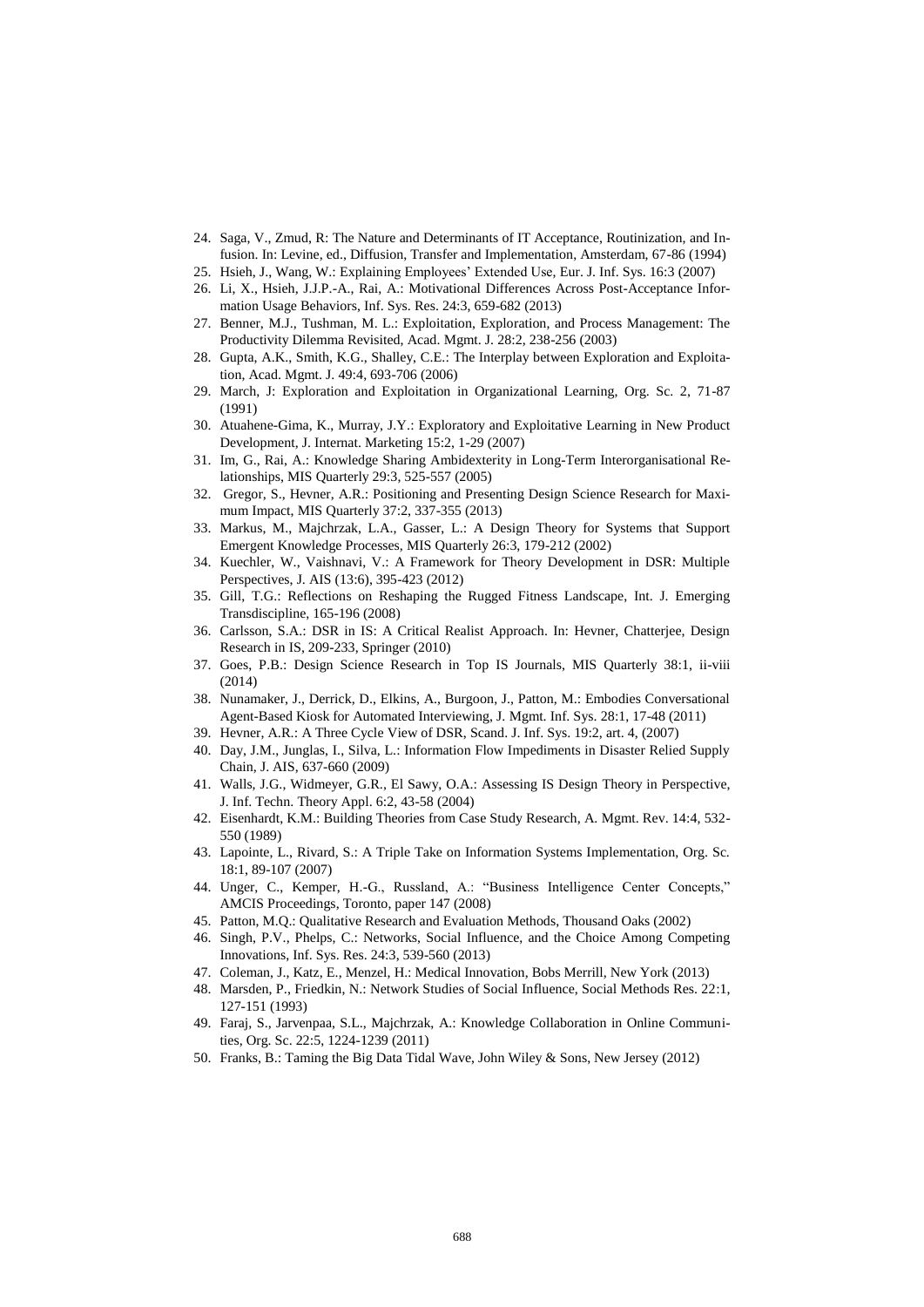24. Saga, V., Zmud, R: The Nature and Determinants of IT Acceptance, Routinization, and Infusion. In: Levine, ed., Diffusion, Transfer and Implementation, Amsterdam, 67-86 (1994)
25. Hsieh, J., Wang, W.: Explaining Employees' Extended Use, Eur. J. Inf. Sys. 16:3 (2007)
26. Li, X., Hsieh, J.J.P.-A., Rai, A.: Motivational Differences Across Post-Acceptance Information Usage Behaviors, Inf. Sys. Res. 24:3, 659-682 (2013)
27. Benner, M.J., Tushman, M. L.: Exploitation, Exploration, and Process Management: The Productivity Dilemma Revisited, Acad. Mgmt. J. 28:2, 238-256 (2003)
28. Gupta, A.K., Smith, K.G., Shalley, C.E.: The Interplay between Exploration and Exploitation, Acad. Mgmt. J. 49:4, 693-706 (2006)
29. March, J: Exploration and Exploitation in Organizational Learning, Org. Sc. 2, 71-87 (1991)
30. Atuahene-Gima, K., Murray, J.Y.: Exploratory and Exploitative Learning in New Product Development, J. Internat. Marketing 15:2, 1-29 (2007)
31. Im, G., Rai, A.: Knowledge Sharing Ambidexterity in Long-Term Interorganisational Relationships, MIS Quarterly 29:3, 525-557 (2005)
32. Gregor, S., Hevner, A.R.: Positioning and Presenting Design Science Research for Maximum Impact, MIS Quarterly 37:2, 337-355 (2013)
33. Markus, M., Majchrzak, L.A., Gasser, L.: A Design Theory for Systems that Support Emergent Knowledge Processes, MIS Quarterly 26:3, 179-212 (2002)
34. Kuechler, W., Vaishnavi, V.: A Framework for Theory Development in DSR: Multiple Perspectives, J. AIS (13:6), 395-423 (2012)
35. Gill, T.G.: Reflections on Reshaping the Rugged Fitness Landscape, Int. J. Emerging Transdiscipline, 165-196 (2008)
36. Carlsson, S.A.: DSR in IS: A Critical Realist Approach. In: Hevner, Chatterjee, Design Research in IS, 209-233, Springer (2010)
37. Goes, P.B.: Design Science Research in Top IS Journals, MIS Quarterly 38:1, ii-viii (2014)
38. Nunamaker, J., Derrick, D., Elkins, A., Burgoon, J., Patton, M.: Embodies Conversational Agent-Based Kiosk for Automated Interviewing, J. Mgmt. Inf. Sys. 28:1, 17-48 (2011)
39. Hevner, A.R.: A Three Cycle View of DSR, Scand. J. Inf. Sys. 19:2, art. 4, (2007)
40. Day, J.M., Junglas, I., Silva, L.: Information Flow Impediments in Disaster Relied Supply Chain, J. AIS, 637-660 (2009)
41. Walls, J.G., Widmeyer, G.R., El Sawy, O.A.: Assessing IS Design Theory in Perspective, J. Inf. Techn. Theory Appl. 6:2, 43-58 (2004)
42. Eisenhardt, K.M.: Building Theories from Case Study Research, A. Mgmt. Rev. 14:4, 532-550 (1989)
43. Lapointe, L., Rivard, S.: A Triple Take on Information Systems Implementation, Org. Sc. 18:1, 89-107 (2007)
44. Unger, C., Kemper, H.-G., Russland, A.: "Business Intelligence Center Concepts," AMCIS Proceedings, Toronto, paper 147 (2008)
45. Patton, M.Q.: Qualitative Research and Evaluation Methods, Thousand Oaks (2002)
46. Singh, P.V., Phelps, C.: Networks, Social Influence, and the Choice Among Competing Innovations, Inf. Sys. Res. 24:3, 539-560 (2013)
47. Coleman, J., Katz, E., Menzel, H.: Medical Innovation, Bobs Merrill, New York (2013)
48. Marsden, P., Friedkin, N.: Network Studies of Social Influence, Social Methods Res. 22:1, 127-151 (1993)
49. Faraj, S., Jarvenpaa, S.L., Majchrzak, A.: Knowledge Collaboration in Online Communities, Org. Sc. 22:5, 1224-1239 (2011)
50. Franks, B.: Taming the Big Data Tidal Wave, John Wiley & Sons, New Jersey (2012)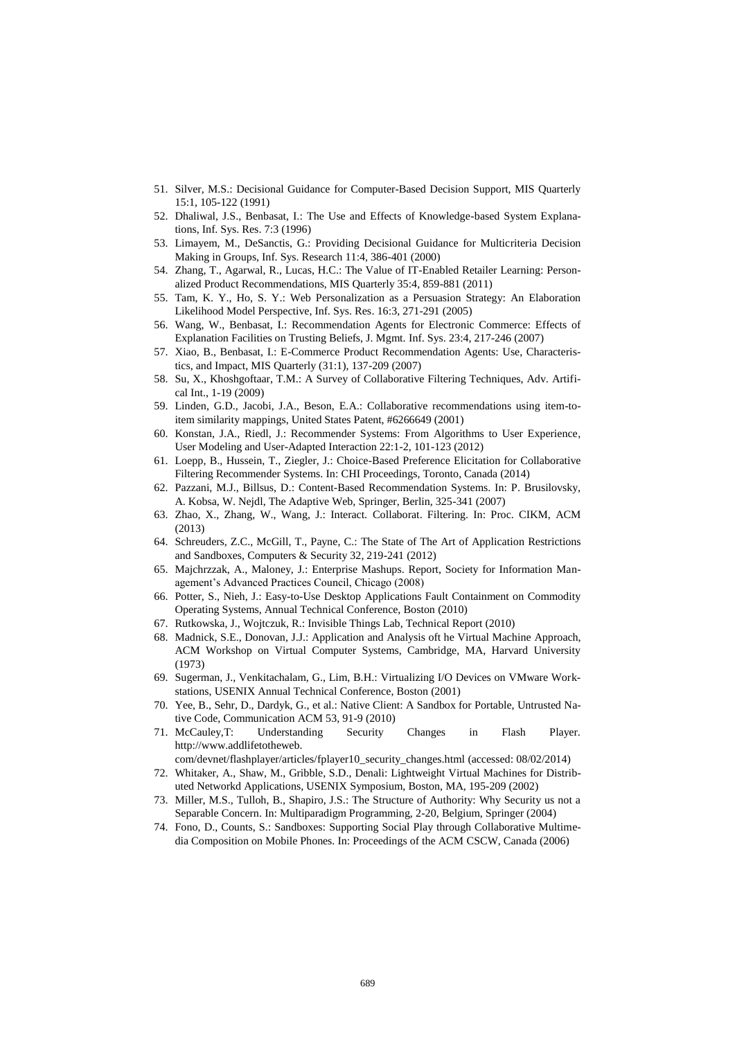51. Silver, M.S.: Decisional Guidance for Computer-Based Decision Support, MIS Quarterly 15:1, 105-122 (1991)
52. Dhaliwal, J.S., Benbasat, I.: The Use and Effects of Knowledge-based System Explanations, Inf. Sys. Res. 7:3 (1996)
53. Limayem, M., DeSanctis, G.: Providing Decisional Guidance for Multicriteria Decision Making in Groups, Inf. Sys. Research 11:4, 386-401 (2000)
54. Zhang, T., Agarwal, R., Lucas, H.C.: The Value of IT-Enabled Retailer Learning: Personalized Product Recommendations, MIS Quarterly 35:4, 859-881 (2011)
55. Tam, K. Y., Ho, S. Y.: Web Personalization as a Persuasion Strategy: An Elaboration Likelihood Model Perspective, Inf. Sys. Res. 16:3, 271-291 (2005)
56. Wang, W., Benbasat, I.: Recommendation Agents for Electronic Commerce: Effects of Explanation Facilities on Trusting Beliefs, J. Mgmt. Inf. Sys. 23:4, 217-246 (2007)
57. Xiao, B., Benbasat, I.: E-Commerce Product Recommendation Agents: Use, Characteristics, and Impact, MIS Quarterly (31:1), 137-209 (2007)
58. Su, X., Khoshgoftaar, T.M.: A Survey of Collaborative Filtering Techniques, Adv. Artifical Int., 1-19 (2009)
59. Linden, G.D., Jacobi, J.A., Beson, E.A.: Collaborative recommendations using item-to-item similarity mappings, United States Patent, #6266649 (2001)
60. Konstan, J.A., Riedl, J.: Recommender Systems: From Algorithms to User Experience, User Modeling and User-Adapted Interaction 22:1-2, 101-123 (2012)
61. Loepp, B., Hussein, T., Ziegler, J.: Choice-Based Preference Elicitation for Collaborative Filtering Recommender Systems. In: CHI Proceedings, Toronto, Canada (2014)
62. Pazzani, M.J., Billsus, D.: Content-Based Recommendation Systems. In: P. Brusilovsky, A. Kobsa, W. Nejdl, The Adaptive Web, Springer, Berlin, 325-341 (2007)
63. Zhao, X., Zhang, W., Wang, J.: Interact. Collaborat. Filtering. In: Proc. CIKM, ACM (2013)
64. Schreuders, Z.C., McGill, T., Payne, C.: The State of The Art of Application Restrictions and Sandboxes, Computers & Security 32, 219-241 (2012)
65. Majchrzzak, A., Maloney, J.: Enterprise Mashups. Report, Society for Information Management's Advanced Practices Council, Chicago (2008)
66. Potter, S., Nieh, J.: Easy-to-Use Desktop Applications Fault Containment on Commodity Operating Systems, Annual Technical Conference, Boston (2010)
67. Rutkowska, J., Wojtczuk, R.: Invisible Things Lab, Technical Report (2010)
68. Madnick, S.E., Donovan, J.J.: Application and Analysis oft he Virtual Machine Approach, ACM Workshop on Virtual Computer Systems, Cambridge, MA, Harvard University (1973)
69. Sugerman, J., Venkitachalam, G., Lim, B.H.: Virtualizing I/O Devices on VMware Workstations, USENIX Annual Technical Conference, Boston (2001)
70. Yee, B., Sehr, D., Dardyk, G., et al.: Native Client: A Sandbox for Portable, Untrusted Native Code, Communication ACM 53, 91-9 (2010)
71. McCauley,T: Understanding Security Changes in Flash Player. http://www.addlifetotheweb.com/devnet/flashplayer/articles/fplayer10_security_changes.html (accessed: 08/02/2014)
72. Whitaker, A., Shaw, M., Gribble, S.D., Denali: Lightweight Virtual Machines for Distributed Networkd Applications, USENIX Symposium, Boston, MA, 195-209 (2002)
73. Miller, M.S., Tulloh, B., Shapiro, J.S.: The Structure of Authority: Why Security us not a Separable Concern. In: Multiparadigm Programming, 2-20, Belgium, Springer (2004)
74. Fono, D., Counts, S.: Sandboxes: Supporting Social Play through Collaborative Multimedia Composition on Mobile Phones. In: Proceedings of the ACM CSCW, Canada (2006)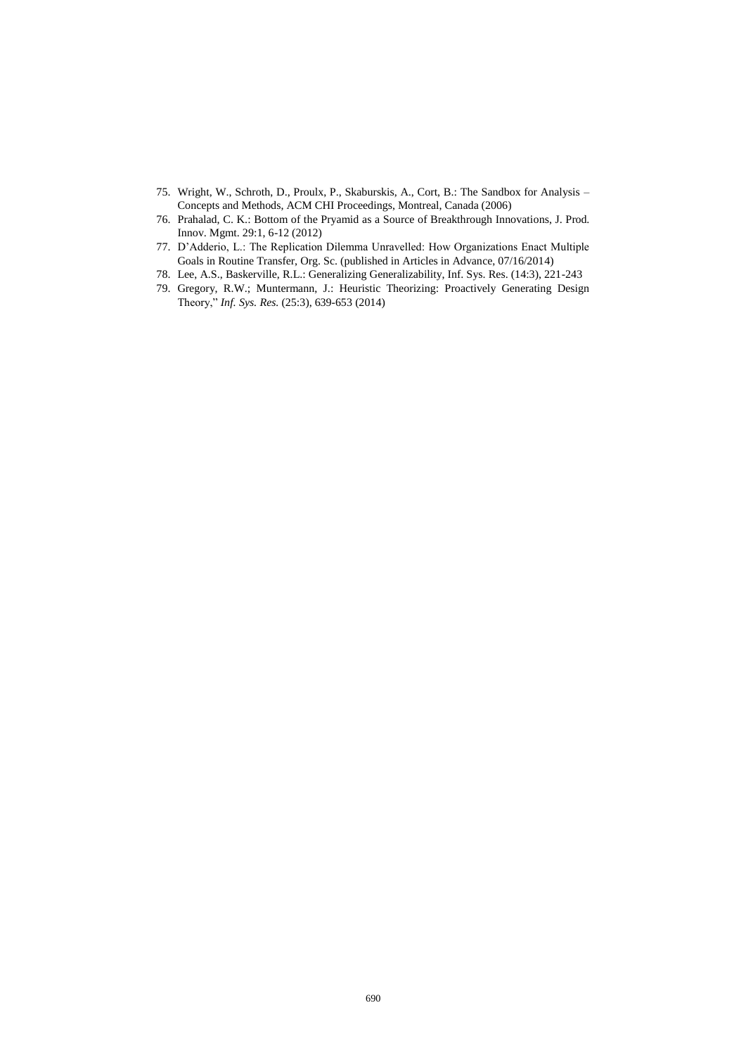75. Wright, W., Schroth, D., Proulx, P., Skaburskis, A., Cort, B.: The Sandbox for Analysis – Concepts and Methods, ACM CHI Proceedings, Montreal, Canada (2006)
76. Prahalad, C. K.: Bottom of the Pryamid as a Source of Breakthrough Innovations, J. Prod. Innov. Mgmt. 29:1, 6-12 (2012)
77. D'Adderio, L.: The Replication Dilemma Unravelled: How Organizations Enact Multiple Goals in Routine Transfer, Org. Sc. (published in Articles in Advance, 07/16/2014)
78. Lee, A.S., Baskerville, R.L.: Generalizing Generalizability, Inf. Sys. Res. (14:3), 221-243
79. Gregory, R.W.; Muntermann, J.: Heuristic Theorizing: Proactively Generating Design Theory," *Inf. Sys. Res.* (25:3), 639-653 (2014)